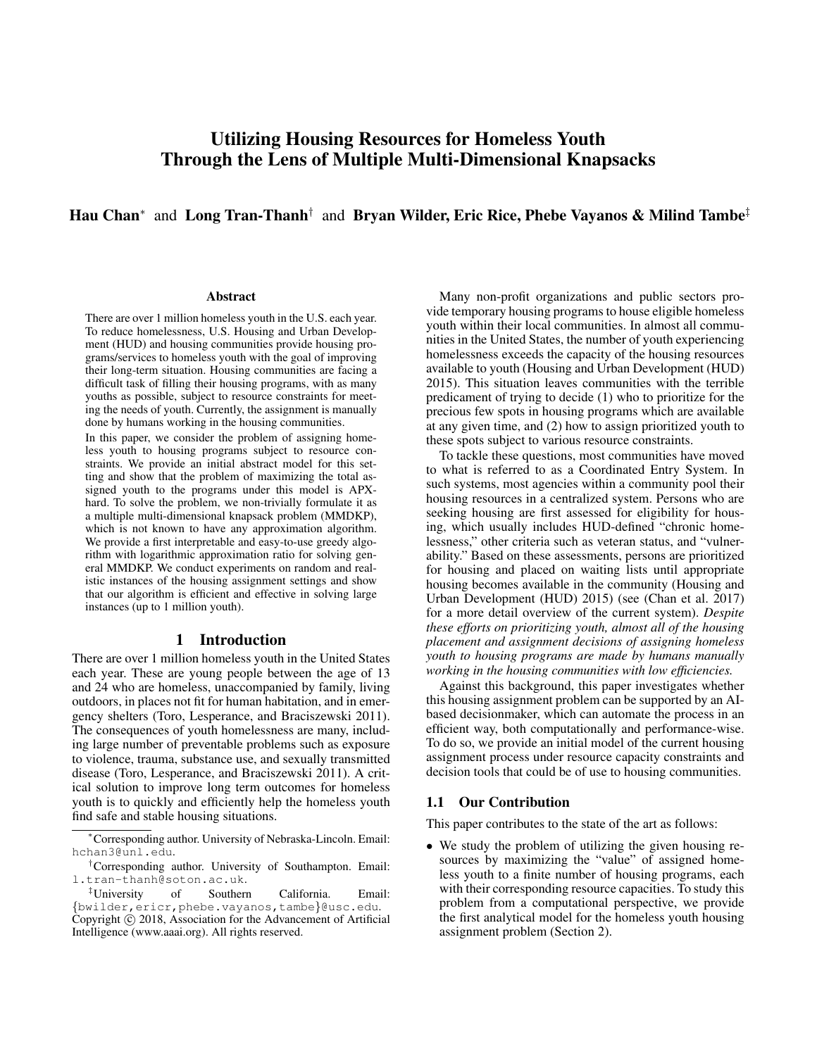# Utilizing Housing Resources for Homeless Youth Through the Lens of Multiple Multi-Dimensional Knapsacks

**Hau Chan*** and **Long Tran-Thanh†** and **Bryan Wilder, Eric Rice, Phebe Vayanos & Milind Tambe‡**

## Abstract

There are over 1 million homeless youth in the U.S. each year. To reduce homelessness, U.S. Housing and Urban Development (HUD) and housing communities provide housing programs/services to homeless youth with the goal of improving their long-term situation. Housing communities are facing a difficult task of filling their housing programs, with as many youths as possible, subject to resource constraints for meeting the needs of youth. Currently, the assignment is manually done by humans working in the housing communities.

In this paper, we consider the problem of assigning homeless youth to housing programs subject to resource constraints. We provide an initial abstract model for this setting and show that the problem of maximizing the total assigned youth to the programs under this model is APX-hard. To solve the problem, we non-trivially formulate it as a multiple multi-dimensional knapsack problem (MMDKP), which is not known to have any approximation algorithm. We provide a first interpretable and easy-to-use greedy algorithm with logarithmic approximation ratio for solving general MMDKP. We conduct experiments on random and realistic instances of the housing assignment settings and show that our algorithm is efficient and effective in solving large instances (up to 1 million youth).

## 1 Introduction

There are over 1 million homeless youth in the United States each year. These are young people between the age of 13 and 24 who are homeless, unaccompanied by family, living outdoors, in places not fit for human habitation, and in emergency shelters (Toro, Lesperance, and Braciszewski 2011). The consequences of youth homelessness are many, including large number of preventable problems such as exposure to violence, trauma, substance use, and sexually transmitted disease (Toro, Lesperance, and Braciszewski 2011). A critical solution to improve long term outcomes for homeless youth is to quickly and efficiently help the homeless youth find safe and stable housing situations.

Many non-profit organizations and public sectors provide temporary housing programs to house eligible homeless youth within their local communities. In almost all communities in the United States, the number of youth experiencing homelessness exceeds the capacity of the housing resources available to youth (Housing and Urban Development (HUD) 2015). This situation leaves communities with the terrible predicament of trying to decide (1) who to prioritize for the precious few spots in housing programs which are available at any given time, and (2) how to assign prioritized youth to these spots subject to various resource constraints.

To tackle these questions, most communities have moved to what is referred to as a Coordinated Entry System. In such systems, most agencies within a community pool their housing resources in a centralized system. Persons who are seeking housing are first assessed for eligibility for housing, which usually includes HUD-defined "chronic homelessness," other criteria such as veteran status, and "vulnerability." Based on these assessments, persons are prioritized for housing and placed on waiting lists until appropriate housing becomes available in the community (Housing and Urban Development (HUD) 2015) (see (Chan et al. 2017) for a more detail overview of the current system). *Despite these efforts on prioritizing youth, almost all of the housing placement and assignment decisions of assigning homeless youth to housing programs are made by humans manually working in the housing communities with low efficiencies.*

Against this background, this paper investigates whether this housing assignment problem can be supported by an AI-based decisionmaker, which can automate the process in an efficient way, both computationally and performance-wise. To do so, we provide an initial model of the current housing assignment process under resource capacity constraints and decision tools that could be of use to housing communities.

### 1.1 Our Contribution

This paper contributes to the state of the art as follows:

- We study the problem of utilizing the given housing resources by maximizing the "value" of assigned homeless youth to a finite number of housing programs, each with their corresponding resource capacities. To study this problem from a computational perspective, we provide the first analytical model for the homeless youth housing assignment problem (Section 2).

---

*Corresponding author. University of Nebraska-Lincoln. Email: hchan3@unl.edu.

†Corresponding author. University of Southampton. Email: l.tran-thanh@soton.ac.uk.

‡University of Southern California. Email: {bwilder,ericr,phebe.vayanos,tambe}@usc.edu.

Copyright © 2018, Association for the Advancement of Artificial Intelligence (www.aaai.org). All rights reserved.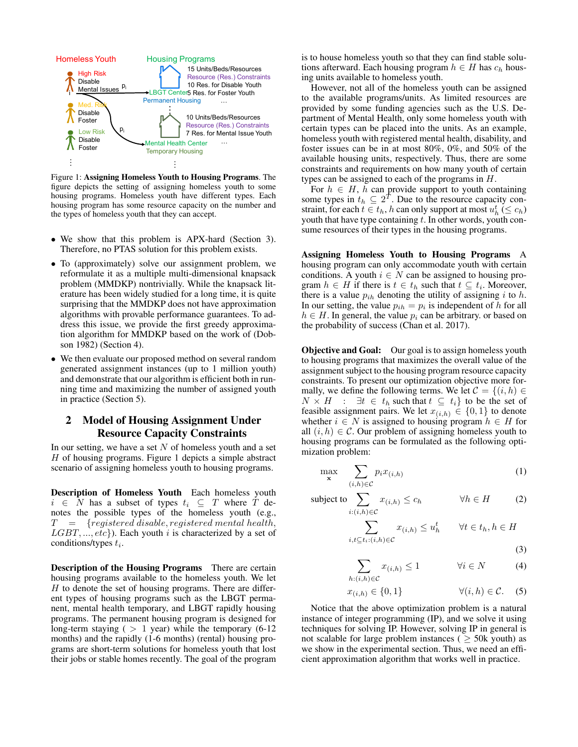Figure 1: **Assigning Homeless Youth to Housing Programs**. The figure depicts the setting of assigning homeless youth to some housing programs. Homeless youth have different types. Each housing program has some resource capacity on the number and the types of homeless youth that they can accept.

- We show that this problem is APX-hard (Section 3). Therefore, no PTAS solution for this problem exists.
- To (approximately) solve our assignment problem, we reformulate it as a multiple multi-dimensional knapsack problem (MMDKP) nontrivially. While the knapsack literature has been widely studied for a long time, it is quite surprising that the MMDKP does not have approximation algorithms with provable performance guarantees. To address this issue, we provide the first greedy approximation algorithm for MMDKP based on the work of (Dobson 1982) (Section 4).
- We then evaluate our proposed method on several random generated assignment instances (up to 1 million youth) and demonstrate that our algorithm is efficient both in running time and maximizing the number of assigned youth in practice (Section 5).

## 2 Model of Housing Assignment Under Resource Capacity Constraints

In our setting, we have a set $N$ of homeless youth and a set $H$ of housing programs. Figure 1 depicts a simple abstract scenario of assigning homeless youth to housing programs.

**Description of Homeless Youth** Each homeless youth $i \in N$ has a subset of types $t_i \subseteq T$ where $T$ denotes the possible types of the homeless youth (e.g., $T = \{registered\ disable, registered\ mental\ health, LGBT, ..., etc\}$). Each youth $i$ is characterized by a set of conditions/types $t_i$.

**Description of the Housing Programs** There are certain housing programs available to the homeless youth. We let $H$ to denote the set of housing programs. There are different types of housing programs such as the LBGT permanent, mental health temporary, and LBGT rapidly housing programs. The permanent housing program is designed for long-term staying ( $>$ 1 year) while the temporary (6-12 months) and the rapidly (1-6 months) (rental) housing programs are short-term solutions for homeless youth that lost their jobs or stable homes recently. The goal of the program is to house homeless youth so that they can find stable solutions afterward. Each housing program $h \in H$ has $c_h$ housing units available to homeless youth.

However, not all of the homeless youth can be assigned to the available programs/units. As limited resources are provided by some funding agencies such as the U.S. Department of Mental Health, only some homeless youth with certain types can be placed into the units. As an example, homeless youth with registered mental health, disability, and foster issues can be in at most 80%, 0%, and 50% of the available housing units, respectively. Thus, there are some constraints and requirements on how many youth of certain types can be assigned to each of the programs in $H$.

For $h \in H$, $h$ can provide support to youth containing some types in $t_h \subseteq 2^T$. Due to the resource capacity constraint, for each $t \in t_h$, $h$ can only support at most $u_h^t \ (\leq c_h)$ youth that have type containing $t$. In other words, youth consume resources of their types in the housing programs.

**Assigning Homeless Youth to Housing Programs** A housing program can only accommodate youth with certain conditions. A youth $i \in N$ can be assigned to housing program $h \in H$ if there is $t \in t_h$ such that $t \subseteq t_i$. Moreover, there is a value $p_{ih}$ denoting the utility of assigning $i$ to $h$. In our setting, the value $p_{ih} = p_i$ is independent of $h$ for all $h \in H$. In general, the value $p_i$ can be arbitrary. or based on the probability of success (Chan et al. 2017).

**Objective and Goal:** Our goal is to assign homeless youth to housing programs that maximizes the overall value of the assignment subject to the housing program resource capacity constraints. To present our optimization objective more formally, we define the following terms. We let $\mathcal{C} = \{(i,h) \in N \times H \ : \ \exists t \in t_h \text{ such that } t \subseteq t_i\}$ to be the set of feasible assignment pairs. We let $x_{(i,h)} \in \{0,1\}$ to denote whether $i \in N$ is assigned to housing program $h \in H$ for all $(i,h) \in \mathcal{C}$. Our problem of assigning homeless youth to housing programs can be formulated as the following optimization problem:

$$\max_{\mathbf{x}} \sum_{(i,h)\in\mathcal{C}} p_i x_{(i,h)} \tag{1}$$

$$\text{subject to} \sum_{i:(i,h)\in\mathcal{C}} x_{(i,h)} \leq c_h \qquad \forall h \in H \tag{2}$$

$$\sum_{i,t\subseteq t_i:(i,h)\in\mathcal{C}} x_{(i,h)} \leq u_h^t \qquad \forall t \in t_h, h \in H \tag{3}$$

$$\sum_{h:(i,h)\in\mathcal{C}} x_{(i,h)} \leq 1 \qquad \forall i \in N \tag{4}$$

$$x_{(i,h)} \in \{0,1\} \qquad \forall (i,h) \in \mathcal{C}. \tag{5}$$

Notice that the above optimization problem is a natural instance of integer programming (IP), and we solve it using techniques for solving IP. However, solving IP in general is not scalable for large problem instances ( $\geq$ 50k youth) as we show in the experimental section. Thus, we need an efficient approximation algorithm that works well in practice.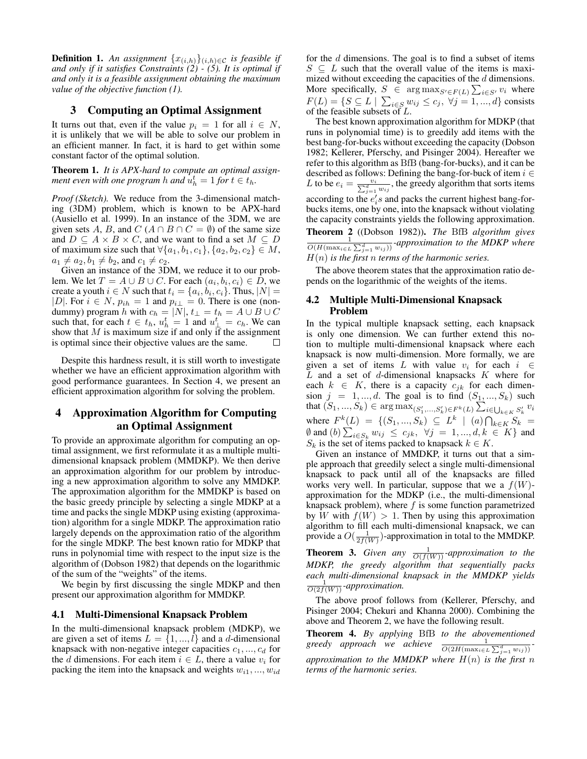**Definition 1.** *An assignment $\{x_{(i,h)}\}_{(i,h)\in\mathcal{C}}$ is feasible if and only if it satisfies Constraints (2) - (5). It is optimal if and only it is a feasible assignment obtaining the maximum value of the objective function (1).*

## 3 Computing an Optimal Assignment

It turns out that, even if the value $p_i = 1$ for all $i \in N$, it is unlikely that we will be able to solve our problem in an efficient manner. In fact, it is hard to get within some constant factor of the optimal solution.

**Theorem 1.** *It is APX-hard to compute an optimal assignment even with one program $h$ and $u_h^t = 1$ for $t \in t_h$.*

*Proof (Sketch).* We reduce from the 3-dimensional matching (3DM) problem, which is known to be APX-hard (Ausiello et al. 1999). In an instance of the 3DM, we are given sets $A$, $B$, and $C$ ($A \cap B \cap C = \emptyset$) of the same size and $D \subseteq A \times B \times C$, and we want to find a set $M \subseteq D$ of maximum size such that $\forall \{a_1, b_1, c_1\}, \{a_2, b_2, c_2\} \in M$, $a_1 \neq a_2, b_1 \neq b_2$, and $c_1 \neq c_2$.

Given an instance of the 3DM, we reduce it to our problem. We let $T = A \cup B \cup C$. For each $(a_i, b_i, c_i) \in D$, we create a youth $i \in N$ such that $t_i = \{a_i, b_i, c_i\}$. Thus, $|N| = |D|$. For $i \in N$, $p_{ih} = 1$ and $p_{i\perp} = 0$. There is one (non-dummy) program $h$ with $c_h = |N|$, $t_\perp = t_h = A \cup B \cup C$ such that, for each $t \in t_h$, $u_h^t = 1$ and $u_\perp^t = c_h$. We can show that $M$ is maximum size if and only if the assignment is optimal since their objective values are the same. ☐

Despite this hardness result, it is still worth to investigate whether we have an efficient approximation algorithm with good performance guarantees. In Section 4, we present an efficient approximation algorithm for solving the problem.

## 4 Approximation Algorithm for Computing an Optimal Assignment

To provide an approximate algorithm for computing an optimal assignment, we first reformulate it as a multiple multi-dimensional knapsack problem (MMDKP). We then derive an approximation algorithm for our problem by introducing a new approximation algorithm to solve any MMDKP. The approximation algorithm for the MMDKP is based on the basic greedy principle by selecting a single MDKP at a time and packs the single MDKP using existing (approximation) algorithm for a single MDKP. The approximation ratio largely depends on the approximation ratio of the algorithm for the single MDKP. The best known ratio for MDKP that runs in polynomial time with respect to the input size is the algorithm of (Dobson 1982) that depends on the logarithmic of the sum of the "weights" of the items.

We begin by first discussing the single MDKP and then present our approximation algorithm for MMDKP.

### 4.1 Multi-Dimensional Knapsack Problem

In the multi-dimensional knapsack problem (MDKP), we are given a set of items $L = \{1, ..., l\}$ and a $d$-dimensional knapsack with non-negative integer capacities $c_1, ..., c_d$ for the $d$ dimensions. For each item $i \in L$, there a value $v_i$ for packing the item into the knapsack and weights $w_{i1}, ..., w_{id}$ for the $d$ dimensions. The goal is to find a subset of items $S \subseteq L$ such that the overall value of the items is maximized without exceeding the capacities of the $d$ dimensions. More specifically, $S \in \arg\max_{S' \in F(L)} \sum_{i \in S'} v_i$ where $F(L) = \{S \subseteq L \mid \sum_{i \in S} w_{ij} \leq c_j, \ \forall j = 1, ..., d\}$ consists of the feasible subsets of $L$.

The best known approximation algorithm for MDKP (that runs in polynomial time) is to greedily add items with the best bang-for-bucks without exceeding the capacity (Dobson 1982; Kellerer, Pferschy, and Pisinger 2004). Hereafter we refer to this algorithm as BfB (bang-for-bucks), and it can be described as follows: Defining the bang-for-buck of item $i \in L$ to be $e_i = \frac{v_i}{\sum_{j=1}^{d} w_{ij}}$, the greedy algorithm that sorts items according to the $e_i'$s and packs the current highest bang-for-bucks items, one by one, into the knapsack without violating the capacity constraints yields the following approximation.

**Theorem 2** ((Dobson 1982))**.** *The* BfB *algorithm gives $\frac{1}{O(H(\max_{i \in L} \sum_{j=1}^{d} w_{ij}))}$-approximation to the MDKP where $H(n)$ is the first $n$ terms of the harmonic series.*

The above theorem states that the approximation ratio depends on the logarithmic of the weights of the items.

### 4.2 Multiple Multi-Dimensional Knapsack Problem

In the typical multiple knapsack setting, each knapsack is only one dimension. We can further extend this notion to multiple multi-dimensional knapsack where each knapsack is now multi-dimension. More formally, we are given a set of items $L$ with value $v_i$ for each $i \in L$ and a set of $d$-dimensional knapsacks $K$ where for each $k \in K$, there is a capacity $c_{jk}$ for each dimension $j = 1, ..., d$. The goal is to find $(S_1, ..., S_k)$ such that $(S_1, ..., S_k) \in \arg\max_{(S_1', ..., S_k') \in F^k(L)} \sum_{i \in \bigcup_{k \in K} S_k'} v_i$ where $F^k(L) = \{(S_1, ..., S_k) \subseteq L^k \mid (a) \bigcap_{k \in K} S_k = \emptyset$ and $(b) \sum_{i \in S_k} w_{ij} \leq c_{jk}, \ \forall j = 1, ..., d, k \in K\}$ and $S_k$ is the set of items packed to knapsack $k \in K$.

Given an instance of MMDKP, it turns out that a simple approach that greedily select a single multi-dimensional knapsack to pack until all of the knapsacks are filled works very well. In particular, suppose that we a $f(W)$-approximation for the MDKP (i.e., the multi-dimensional knapsack problem), where $f$ is some function parametrized by $W$ with $f(W) > 1$. Then by using this approximation algorithm to fill each multi-dimensional knapsack, we can provide a $O(\frac{1}{2f(W)})$-approximation in total to the MMDKP.

**Theorem 3.** *Given any $\frac{1}{O(f(W))}$-approximation to the MDKP, the greedy algorithm that sequentially packs each multi-dimensional knapsack in the MMDKP yields $\frac{1}{O(2f(W))}$-approximation.*

The above proof follows from (Kellerer, Pferschy, and Pisinger 2004; Chekuri and Khanna 2000). Combining the above and Theorem 2, we have the following result.

**Theorem 4.** *By applying* BfB *to the abovementioned greedy approach we achieve $\frac{1}{O(2H(\max_{i \in L} \sum_{j=1}^{d} w_{ij}))}$-approximation to the MMDKP where $H(n)$ is the first $n$ terms of the harmonic series.*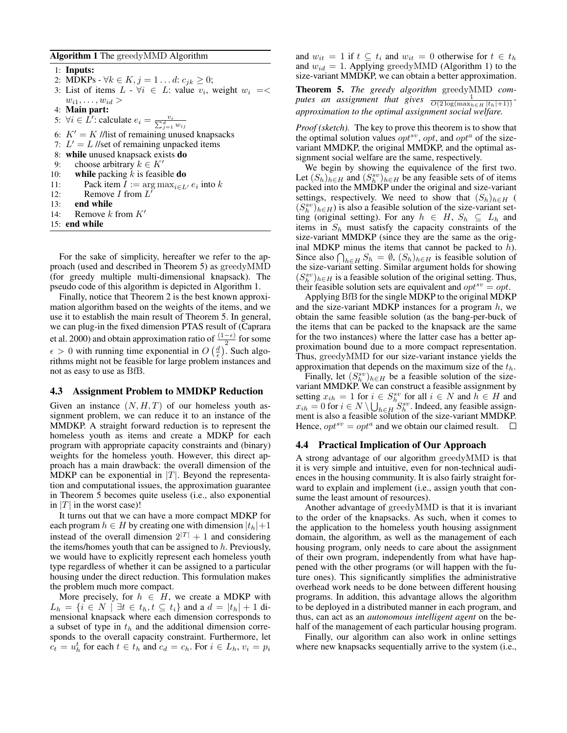**Algorithm 1** The greedyMMD Algorithm

```
1: Inputs:
2: MDKPs - ∀k ∈ K, j = 1...d: c_jk ≥ 0;
3: List of items L - ∀i ∈ L: value v_i, weight w_i =< w_i1, ..., w_id >
4: Main part:
5: ∀i ∈ L: calculate e_i = v_i / Σ_{j=1}^{d} w_ij
6: K' = K //list of remaining unused knapsacks
7: L' = L //set of remaining unpacked items
8: while unused knapsack exists do
9:    choose arbitrary k ∈ K'
10:   while packing k is feasible do
11:      Pack item I := argmax_{i∈L'} e_i into k
12:      Remove I from L'
13:   end while
14:   Remove k from K'
15: end while
```

For the sake of simplicity, hereafter we refer to the approach (used and described in Theorem 5) as greedyMMD (for greedy multiple multi-dimensional knapsack). The pseudo code of this algorithm is depicted in Algorithm 1.

Finally, notice that Theorem 2 is the best known approximation algorithm based on the weights of the items, and we use it to establish the main result of Theorem 5. In general, we can plug-in the fixed dimension PTAS result of (Caprara et al. 2000) and obtain approximation ratio of $\frac{(1-\epsilon)}{2}$ for some $\epsilon > 0$ with running time exponential in $O\left(\frac{d}{\epsilon}\right)$. Such algorithms might not be feasible for large problem instances and not as easy to use as BfB.

### 4.3 Assignment Problem to MMDKP Reduction

Given an instance $(N, H, T)$ of our homeless youth assignment problem, we can reduce it to an instance of the MMDKP. A straight forward reduction is to represent the homeless youth as items and create a MDKP for each program with appropriate capacity constraints and (binary) weights for the homeless youth. However, this direct approach has a main drawback: the overall dimension of the MDKP can be exponential in $|T|$. Beyond the representation and computational issues, the approximation guarantee in Theorem 5 becomes quite useless (i.e., also exponential in $|T|$ in the worst case)!

It turns out that we can have a more compact MDKP for each program $h \in H$ by creating one with dimension $|t_h|+1$ instead of the overall dimension $2^{|T|}+1$ and considering the items/homes youth that can be assigned to $h$. Previously, we would have to explicitly represent each homeless youth type regardless of whether it can be assigned to a particular housing under the direct reduction. This formulation makes the problem much more compact.

More precisely, for $h \in H$, we create a MDKP with $L_h = \{i \in N \mid \exists t \in t_h, t \subseteq t_i\}$ and a $d = |t_h| + 1$ dimensional knapsack where each dimension corresponds to a subset of type in $t_h$ and the additional dimension corresponds to the overall capacity constraint. Furthermore, let $c_t = u_h^t$ for each $t \in t_h$ and $c_d = c_h$. For $i \in L_h$, $v_i = p_i$ and $w_{it} = 1$ if $t \subseteq t_i$ and $w_{it} = 0$ otherwise for $t \in t_h$ and $w_{id} = 1$. Applying greedyMMD (Algorithm 1) to the size-variant MMDKP, we can obtain a better approximation.

**Theorem 5.** *The greedy algorithm* greedyMMD *computes an assignment that gives* $\frac{1}{O(2\log(\max_{h\in H}|t_h|+1))}$*-approximation to the optimal assignment social welfare.*

*Proof (sketch).* The key to prove this theorem is to show that the optimal solution values $opt^{sv}$, $opt$, and $opt^a$ of the size-variant MMDKP, the original MMDKP, and the optimal assignment social welfare are the same, respectively.

We begin by showing the equivalence of the first two. Let $(S_h)_{h\in H}$ and $(S_h^{sv})_{h\in H}$ be any feasible sets of of items packed into the MMDKP under the original and size-variant settings, respectively. We need to show that $(S_h)_{h\in H}$ ( $(S_h^{sv})_{h\in H}$) is also a feasible solution of the size-variant setting (original setting). For any $h \in H$, $S_h \subseteq L_h$ and items in $S_h$ must satisfy the capacity constraints of the size-variant MMDKP (since they are the same as the original MDKP minus the items that cannot be packed to $h$). Since also $\bigcap_{h\in H} S_h = \emptyset$, $(S_h)_{h\in H}$ is feasible solution of the size-variant setting. Similar argument holds for showing $(S_h^{sv})_{h\in H}$ is a feasible solution of the original setting. Thus, their feasible solution sets are equivalent and $opt^{sv} = opt$.

Applying BfB for the single MDKP to the original MDKP and the size-variant MDKP instances for a program $h$, we obtain the same feasible solution (as the bang-per-buck of the items that can be packed to the knapsack are the same for the two instances) where the latter case has a better approximation bound due to a more compact representation. Thus, greedyMMD for our size-variant instance yields the approximation that depends on the maximum size of the $t_h$.

Finally, let $(S_h^{sv})_{h\in H}$ be a feasible solution of the size-variant MMDKP. We can construct a feasible assignment by setting $x_{ih} = 1$ for $i \in S_h^{sv}$ for all $i \in N$ and $h \in H$ and $x_{ih} = 0$ for $i \in N \setminus \bigcup_{h\in H} S_h^{sv}$. Indeed, any feasible assignment is also a feasible solution of the size-variant MMDKP. Hence, $opt^{sv} = opt^a$ and we obtain our claimed result. □

### 4.4 Practical Implication of Our Approach

A strong advantage of our algorithm greedyMMD is that it is very simple and intuitive, even for non-technical audiences in the housing community. It is also fairly straight forward to explain and implement (i.e., assign youth that consume the least amount of resources).

Another advantage of greedyMMD is that it is invariant to the order of the knapsacks. As such, when it comes to the application to the homeless youth housing assignment domain, the algorithm, as well as the management of each housing program, only needs to care about the assignment of their own program, independently from what have happened with the other programs (or will happen with the future ones). This significantly simplifies the administrative overhead work needs to be done between different housing programs. In addition, this advantage allows the algorithm to be deployed in a distributed manner in each program, and thus, can act as an *autonomous intelligent agent* on the behalf of the management of each particular housing program.

Finally, our algorithm can also work in online settings where new knapsacks sequentially arrive to the system (i.e.,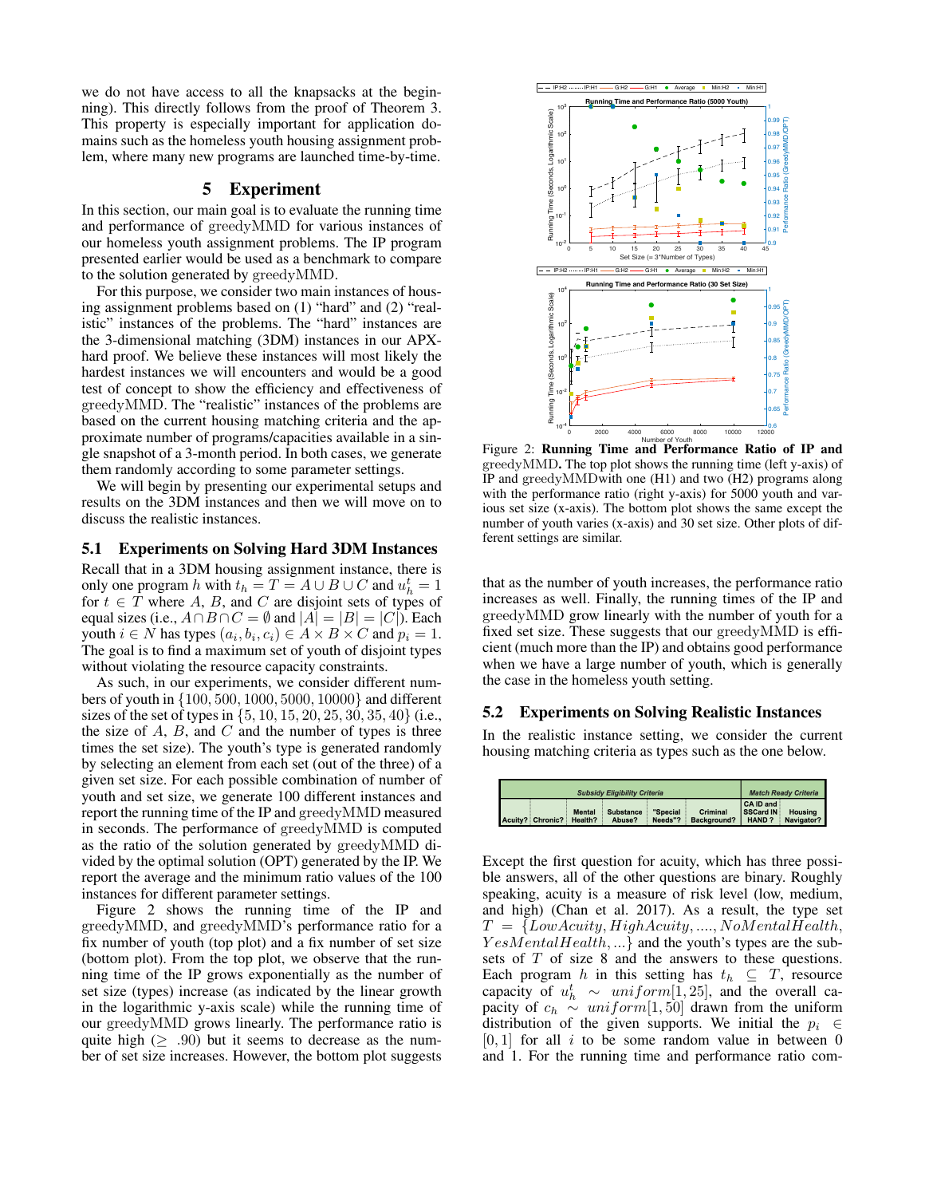we do not have access to all the knapsacks at the beginning). This directly follows from the proof of Theorem 3. This property is especially important for application domains such as the homeless youth housing assignment problem, where many new programs are launched time-by-time.

## 5 Experiment

In this section, our main goal is to evaluate the running time and performance of greedyMMD for various instances of our homeless youth assignment problems. The IP program presented earlier would be used as a benchmark to compare to the solution generated by greedyMMD.

For this purpose, we consider two main instances of housing assignment problems based on (1) "hard" and (2) "realistic" instances of the problems. The "hard" instances are the 3-dimensional matching (3DM) instances in our APX-hard proof. We believe these instances will most likely the hardest instances we will encounters and would be a good test of concept to show the efficiency and effectiveness of greedyMMD. The "realistic" instances of the problems are based on the current housing matching criteria and the approximate number of programs/capacities available in a single snapshot of a 3-month period. In both cases, we generate them randomly according to some parameter settings.

We will begin by presenting our experimental setups and results on the 3DM instances and then we will move on to discuss the realistic instances.

### 5.1 Experiments on Solving Hard 3DM Instances

Recall that in a 3DM housing assignment instance, there is only one program $h$ with $t_h = T = A \cup B \cup C$ and $u_h^t = 1$ for $t \in T$ where $A$, $B$, and $C$ are disjoint sets of types of equal sizes (i.e., $A \cap B \cap C = \emptyset$ and $|A| = |B| = |C|$). Each youth $i \in N$ has types $(a_i, b_i, c_i) \in A \times B \times C$ and $p_i = 1$. The goal is to find a maximum set of youth of disjoint types without violating the resource capacity constraints.

As such, in our experiments, we consider different numbers of youth in $\{100, 500, 1000, 5000, 10000\}$ and different sizes of the set of types in $\{5, 10, 15, 20, 25, 30, 35, 40\}$ (i.e., the size of $A$, $B$, and $C$ and the number of types is three times the set size). The youth's type is generated randomly by selecting an element from each set (out of the three) of a given set size. For each possible combination of number of youth and set size, we generate 100 different instances and report the running time of the IP and greedyMMD measured in seconds. The performance of greedyMMD is computed as the ratio of the solution generated by greedyMMD divided by the optimal solution (OPT) generated by the IP. We report the average and the minimum ratio values of the 100 instances for different parameter settings.

Figure 2 shows the running time of the IP and greedyMMD, and greedyMMD's performance ratio for a fix number of youth (top plot) and a fix number of set size (bottom plot). From the top plot, we observe that the running time of the IP grows exponentially as the number of set size (types) increase (as indicated by the linear growth in the logarithmic y-axis scale) while the running time of our greedyMMD grows linearly. The performance ratio is quite high ($\geq .90$) but it seems to decrease as the number of set size increases. However, the bottom plot suggests that as the number of youth increases, the performance ratio increases as well. Finally, the running times of the IP and greedyMMD grow linearly with the number of youth for a fixed set size. These suggests that our greedyMMD is efficient (much more than the IP) and obtains good performance when we have a large number of youth, which is generally the case in the homeless youth setting.

Figure 2: **Running Time and Performance Ratio of IP and** greedyMMD**.** The top plot shows the running time (left y-axis) of IP and greedyMMDwith one (H1) and two (H2) programs along with the performance ratio (right y-axis) for 5000 youth and various set size (x-axis). The bottom plot shows the same except the number of youth varies (x-axis) and 30 set size. Other plots of different settings are similar.

### 5.2 Experiments on Solving Realistic Instances

In the realistic instance setting, we consider the current housing matching criteria as types such as the one below.

| Subsidy Eligibility Criteria | | | | | | Match Ready Criteria | |
|---|---|---|---|---|---|---|---|
| Acuity? | Chronic? | Mental Health? | Substance Abuse? | "Special Needs"? | Criminal Background? | CA ID and SSCard IN HAND ? | Housing Navigator? |

Except the first question for acuity, which has three possible answers, all of the other questions are binary. Roughly speaking, acuity is a measure of risk level (low, medium, and high) (Chan et al. 2017). As a result, the type set $T = \{LowAcuity, HighAcuity, ...., NoMentalHealth, YesMentalHealth, ...\}$ and the youth's types are the subsets of $T$ of size 8 and the answers to these questions. Each program $h$ in this setting has $t_h \subseteq T$, resource capacity of $u_h^t \sim uniform[1, 25]$, and the overall capacity of $c_h \sim uniform[1, 50]$ drawn from the uniform distribution of the given supports. We initial the $p_i \in [0, 1]$ for all $i$ to be some random value in between 0 and 1. For the running time and performance ratio com-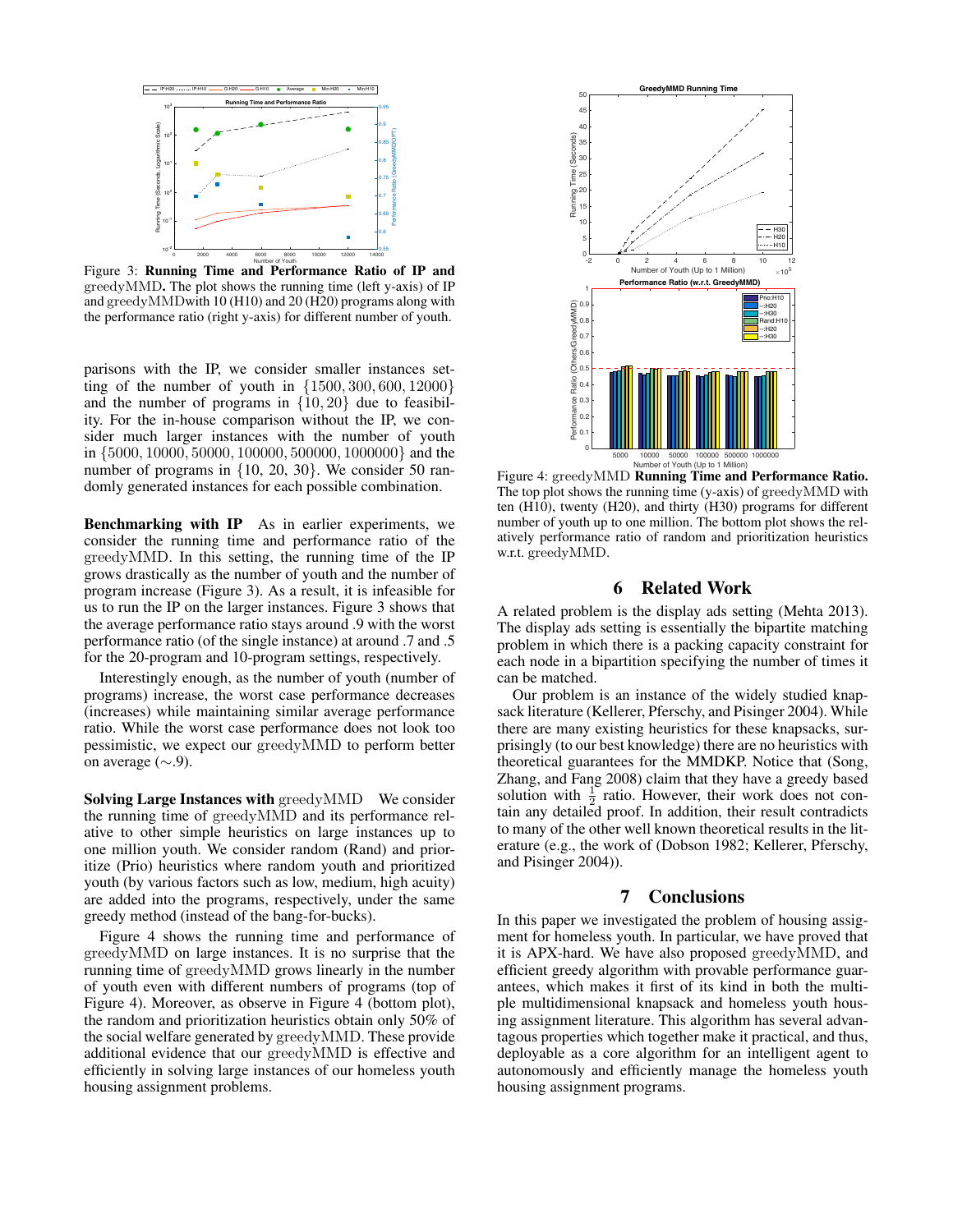Figure 3: **Running Time and Performance Ratio of IP and** greedyMMD**.** The plot shows the running time (left y-axis) of IP and greedyMMDwith 10 (H10) and 20 (H20) programs along with the performance ratio (right y-axis) for different number of youth.

parisons with the IP, we consider smaller instances setting of the number of youth in $\{1500, 300, 600, 12000\}$ and the number of programs in $\{10, 20\}$ due to feasibility. For the in-house comparison without the IP, we consider much larger instances with the number of youth in $\{5000, 10000, 50000, 100000, 500000, 1000000\}$ and the number of programs in $\{10, 20, 30\}$. We consider 50 randomly generated instances for each possible combination.

**Benchmarking with IP** As in earlier experiments, we consider the running time and performance ratio of the greedyMMD. In this setting, the running time of the IP grows drastically as the number of youth and the number of program increase (Figure 3). As a result, it is infeasible for us to run the IP on the larger instances. Figure 3 shows that the average performance ratio stays around .9 with the worst performance ratio (of the single instance) at around .7 and .5 for the 20-program and 10-program settings, respectively.

Interestingly enough, as the number of youth (number of programs) increase, the worst case performance decreases (increases) while maintaining similar average performance ratio. While the worst case performance does not look too pessimistic, we expect our greedyMMD to perform better on average ($\sim$.9).

**Solving Large Instances with** greedyMMD We consider the running time of greedyMMD and its performance relative to other simple heuristics on large instances up to one million youth. We consider random (Rand) and prioritize (Prio) heuristics where random youth and prioritized youth (by various factors such as low, medium, high acuity) are added into the programs, respectively, under the same greedy method (instead of the bang-for-bucks).

Figure 4 shows the running time and performance of greedyMMD on large instances. It is no surprise that the running time of greedyMMD grows linearly in the number of youth even with different numbers of programs (top of Figure 4). Moreover, as observe in Figure 4 (bottom plot), the random and prioritization heuristics obtain only 50% of the social welfare generated by greedyMMD. These provide additional evidence that our greedyMMD is effective and efficiently in solving large instances of our homeless youth housing assignment problems.

Figure 4: greedyMMD **Running Time and Performance Ratio.** The top plot shows the running time (y-axis) of greedyMMD with ten (H10), twenty (H20), and thirty (H30) programs for different number of youth up to one million. The bottom plot shows the relatively performance ratio of random and prioritization heuristics w.r.t. greedyMMD.

## 6 Related Work

A related problem is the display ads setting (Mehta 2013). The display ads setting is essentially the bipartite matching problem in which there is a packing capacity constraint for each node in a bipartition specifying the number of times it can be matched.

Our problem is an instance of the widely studied knapsack literature (Kellerer, Pferschy, and Pisinger 2004). While there are many existing heuristics for these knapsacks, surprisingly (to our best knowledge) there are no heuristics with theoretical guarantees for the MMDKP. Notice that (Song, Zhang, and Fang 2008) claim that they have a greedy based solution with $\frac{1}{2}$ ratio. However, their work does not contain any detailed proof. In addition, their result contradicts to many of the other well known theoretical results in the literature (e.g., the work of (Dobson 1982; Kellerer, Pferschy, and Pisinger 2004)).

## 7 Conclusions

In this paper we investigated the problem of housing assignment for homeless youth. In particular, we have proved that it is APX-hard. We have also proposed greedyMMD, and efficient greedy algorithm with provable performance guarantees, which makes it first of its kind in both the multiple multidimensional knapsack and homeless youth housing assignment literature. This algorithm has several advantageous properties which together make it practical, and thus, deployable as a core algorithm for an intelligent agent to autonomously and efficiently manage the homeless youth housing assignment programs.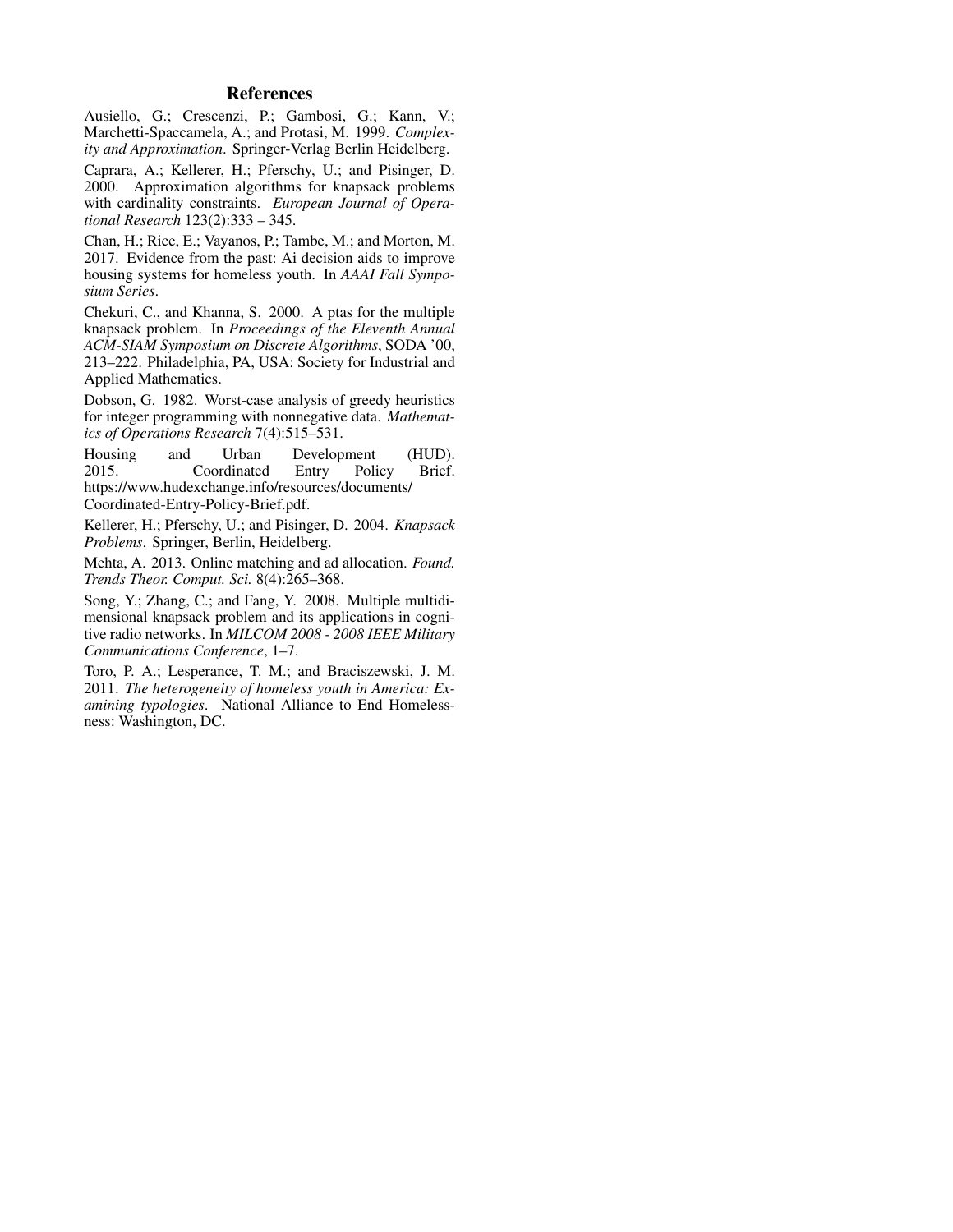# References

Ausiello, G.; Crescenzi, P.; Gambosi, G.; Kann, V.; Marchetti-Spaccamela, A.; and Protasi, M. 1999. *Complexity and Approximation*. Springer-Verlag Berlin Heidelberg.

Caprara, A.; Kellerer, H.; Pferschy, U.; and Pisinger, D. 2000. Approximation algorithms for knapsack problems with cardinality constraints. *European Journal of Operational Research* 123(2):333 – 345.

Chan, H.; Rice, E.; Vayanos, P.; Tambe, M.; and Morton, M. 2017. Evidence from the past: Ai decision aids to improve housing systems for homeless youth. In *AAAI Fall Symposium Series*.

Chekuri, C., and Khanna, S. 2000. A ptas for the multiple knapsack problem. In *Proceedings of the Eleventh Annual ACM-SIAM Symposium on Discrete Algorithms*, SODA '00, 213–222. Philadelphia, PA, USA: Society for Industrial and Applied Mathematics.

Dobson, G. 1982. Worst-case analysis of greedy heuristics for integer programming with nonnegative data. *Mathematics of Operations Research* 7(4):515–531.

Housing and Urban Development (HUD). 2015. Coordinated Entry Policy Brief. https://www.hudexchange.info/resources/documents/Coordinated-Entry-Policy-Brief.pdf.

Kellerer, H.; Pferschy, U.; and Pisinger, D. 2004. *Knapsack Problems*. Springer, Berlin, Heidelberg.

Mehta, A. 2013. Online matching and ad allocation. *Found. Trends Theor. Comput. Sci.* 8(4):265–368.

Song, Y.; Zhang, C.; and Fang, Y. 2008. Multiple multidimensional knapsack problem and its applications in cognitive radio networks. In *MILCOM 2008 - 2008 IEEE Military Communications Conference*, 1–7.

Toro, P. A.; Lesperance, T. M.; and Braciszewski, J. M. 2011. *The heterogeneity of homeless youth in America: Examining typologies*. National Alliance to End Homelessness: Washington, DC.